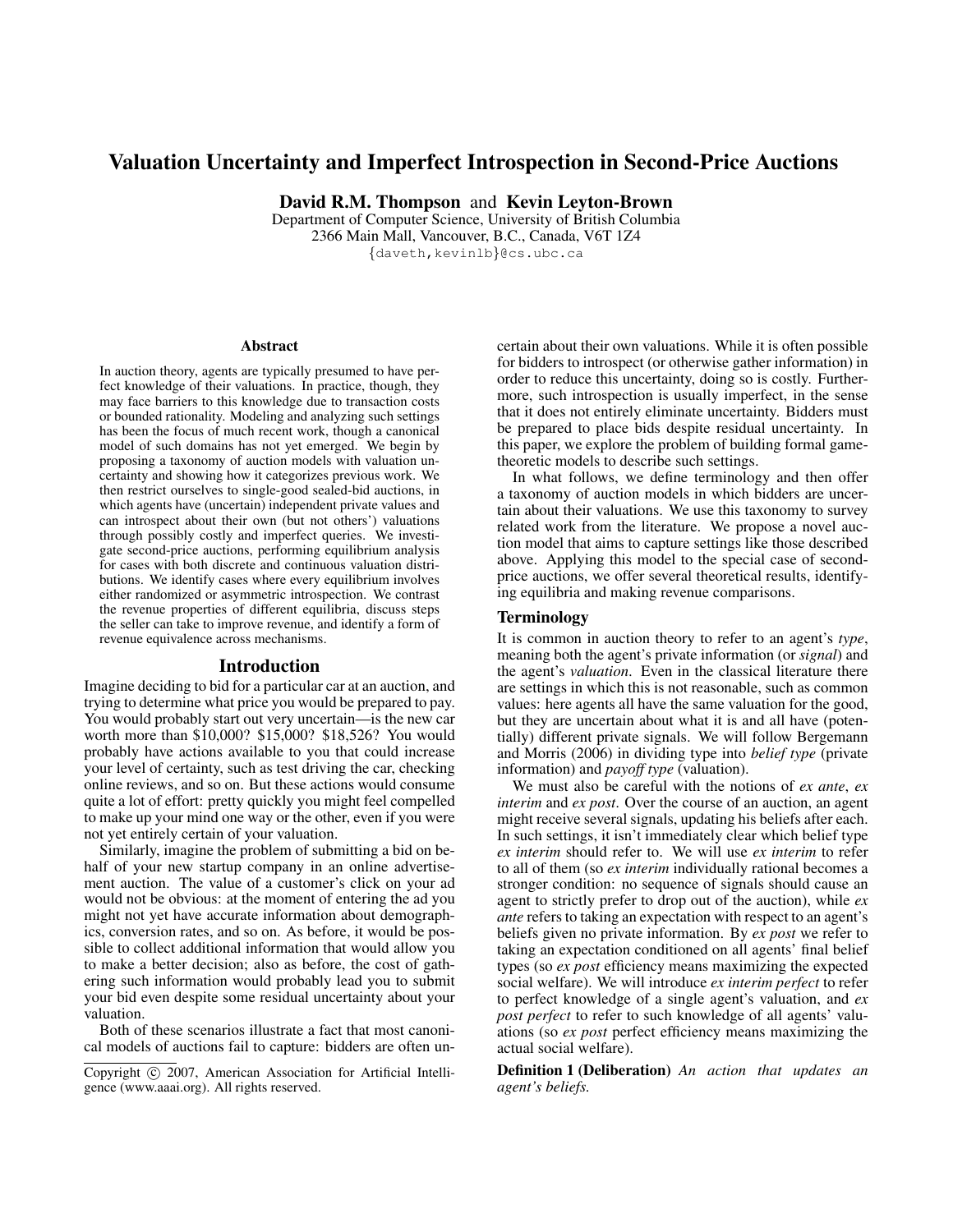# Valuation Uncertainty and Imperfect Introspection in Second-Price Auctions

**David R.M. Thompson** and **Kevin Leyton-Brown**

Department of Computer Science, University of British Columbia
2366 Main Mall, Vancouver, B.C., Canada, V6T 1Z4
{daveth,kevinlb}@cs.ubc.ca

### Abstract

In auction theory, agents are typically presumed to have perfect knowledge of their valuations. In practice, though, they may face barriers to this knowledge due to transaction costs or bounded rationality. Modeling and analyzing such settings has been the focus of much recent work, though a canonical model of such domains has not yet emerged. We begin by proposing a taxonomy of auction models with valuation uncertainty and showing how it categorizes previous work. We then restrict ourselves to single-good sealed-bid auctions, in which agents have (uncertain) independent private values and can introspect about their own (but not others') valuations through possibly costly and imperfect queries. We investigate second-price auctions, performing equilibrium analysis for cases with both discrete and continuous valuation distributions. We identify cases where every equilibrium involves either randomized or asymmetric introspection. We contrast the revenue properties of different equilibria, discuss steps the seller can take to improve revenue, and identify a form of revenue equivalence across mechanisms.

## Introduction

Imagine deciding to bid for a particular car at an auction, and trying to determine what price you would be prepared to pay. You would probably start out very uncertain—is the new car worth more than $10,000? $15,000? $18,526? You would probably have actions available to you that could increase your level of certainty, such as test driving the car, checking online reviews, and so on. But these actions would consume quite a lot of effort: pretty quickly you might feel compelled to make up your mind one way or the other, even if you were not yet entirely certain of your valuation.

Similarly, imagine the problem of submitting a bid on behalf of your new startup company in an online advertisement auction. The value of a customer's click on your ad would not be obvious: at the moment of entering the ad you might not yet have accurate information about demographics, conversion rates, and so on. As before, it would be possible to collect additional information that would allow you to make a better decision; also as before, the cost of gathering such information would probably lead you to submit your bid even despite some residual uncertainty about your valuation.

Both of these scenarios illustrate a fact that most canonical models of auctions fail to capture: bidders are often uncertain about their own valuations. While it is often possible for bidders to introspect (or otherwise gather information) in order to reduce this uncertainty, doing so is costly. Furthermore, such introspection is usually imperfect, in the sense that it does not entirely eliminate uncertainty. Bidders must be prepared to place bids despite residual uncertainty. In this paper, we explore the problem of building formal game-theoretic models to describe such settings.

In what follows, we define terminology and then offer a taxonomy of auction models in which bidders are uncertain about their valuations. We use this taxonomy to survey related work from the literature. We propose a novel auction model that aims to capture settings like those described above. Applying this model to the special case of second-price auctions, we offer several theoretical results, identifying equilibria and making revenue comparisons.

### Terminology

It is common in auction theory to refer to an agent's *type*, meaning both the agent's private information (or *signal*) and the agent's *valuation*. Even in the classical literature there are settings in which this is not reasonable, such as common values: here agents all have the same valuation for the good, but they are uncertain about what it is and all have (potentially) different private signals. We will follow Bergemann and Morris (2006) in dividing type into *belief type* (private information) and *payoff type* (valuation).

We must also be careful with the notions of *ex ante*, *ex interim* and *ex post*. Over the course of an auction, an agent might receive several signals, updating his beliefs after each. In such settings, it isn't immediately clear which belief type *ex interim* should refer to. We will use *ex interim* to refer to all of them (so *ex interim* individually rational becomes a stronger condition: no sequence of signals should cause an agent to strictly prefer to drop out of the auction), while *ex ante* refers to taking an expectation with respect to an agent's beliefs given no private information. By *ex post* we refer to taking an expectation conditioned on all agents' final belief types (so *ex post* efficiency means maximizing the expected social welfare). We will introduce *ex interim perfect* to refer to perfect knowledge of a single agent's valuation, and *ex post perfect* to refer to such knowledge of all agents' valuations (so *ex post* perfect efficiency means maximizing the actual social welfare).

**Definition 1 (Deliberation)** *An action that updates an agent's beliefs.*

Copyright © 2007, American Association for Artificial Intelligence (www.aaai.org). All rights reserved.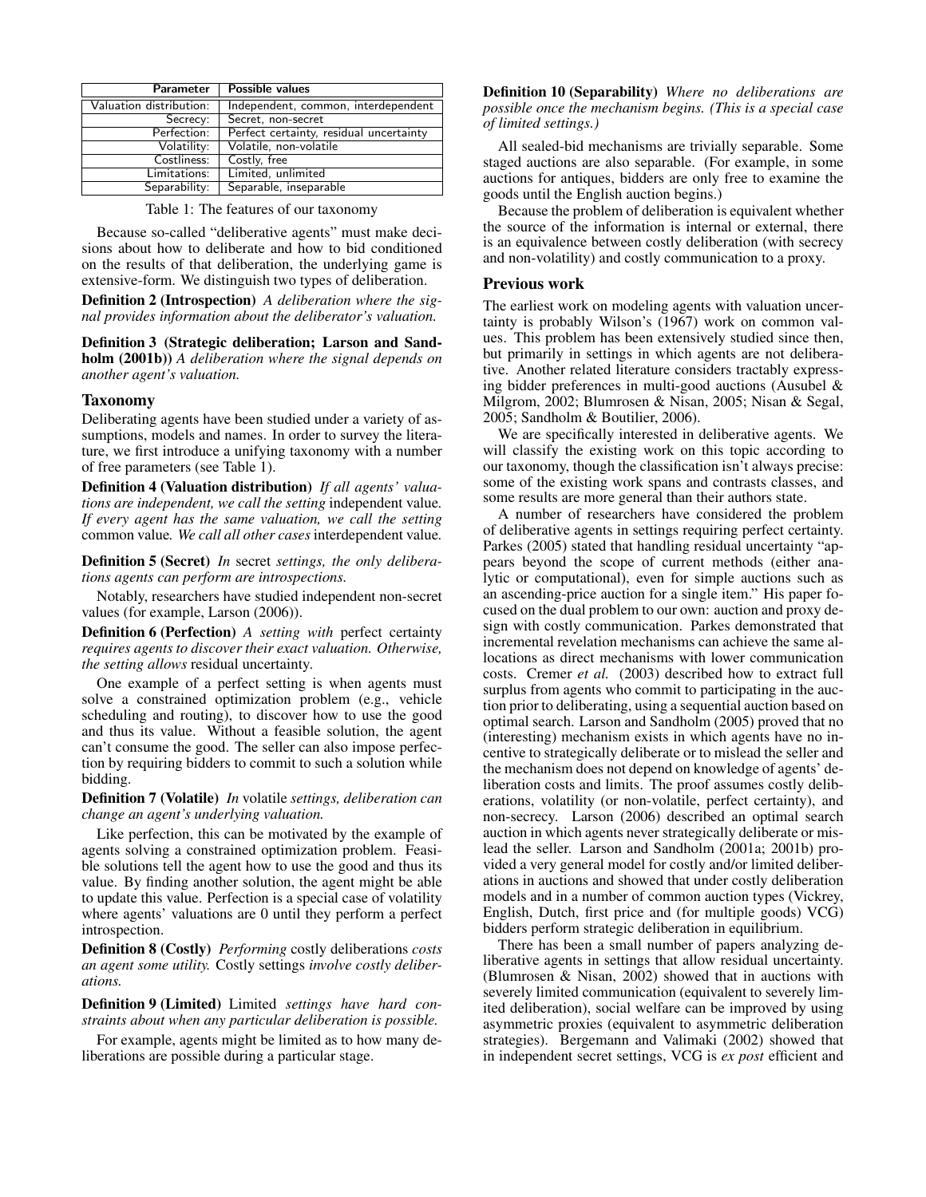| Parameter | Possible values |
|---|---|
| Valuation distribution: | Independent, common, interdependent |
| Secrecy: | Secret, non-secret |
| Perfection: | Perfect certainty, residual uncertainty |
| Volatility: | Volatile, non-volatile |
| Costliness: | Costly, free |
| Limitations: | Limited, unlimited |
| Separability: | Separable, inseparable |

Table 1: The features of our taxonomy

Because so-called "deliberative agents" must make decisions about how to deliberate and how to bid conditioned on the results of that deliberation, the underlying game is extensive-form. We distinguish two types of deliberation.

**Definition 2 (Introspection)** *A deliberation where the signal provides information about the deliberator's valuation.*

**Definition 3 (Strategic deliberation; Larson and Sandholm (2001b))** *A deliberation where the signal depends on another agent's valuation.*

## Taxonomy

Deliberating agents have been studied under a variety of assumptions, models and names. In order to survey the literature, we first introduce a unifying taxonomy with a number of free parameters (see Table 1).

**Definition 4 (Valuation distribution)** *If all agents' valuations are independent, we call the setting* independent value*. If every agent has the same valuation, we call the setting* common value*. We call all other cases* interdependent value*.*

**Definition 5 (Secret)** *In* secret *settings, the only deliberations agents can perform are introspections.*

Notably, researchers have studied independent non-secret values (for example, Larson (2006)).

**Definition 6 (Perfection)** *A setting with* perfect certainty *requires agents to discover their exact valuation. Otherwise, the setting allows* residual uncertainty*.*

One example of a perfect setting is when agents must solve a constrained optimization problem (e.g., vehicle scheduling and routing), to discover how to use the good and thus its value. Without a feasible solution, the agent can't consume the good. The seller can also impose perfection by requiring bidders to commit to such a solution while bidding.

**Definition 7 (Volatile)** *In* volatile *settings, deliberation can change an agent's underlying valuation.*

Like perfection, this can be motivated by the example of agents solving a constrained optimization problem. Feasible solutions tell the agent how to use the good and thus its value. By finding another solution, the agent might be able to update this value. Perfection is a special case of volatility where agents' valuations are 0 until they perform a perfect introspection.

**Definition 8 (Costly)** *Performing* costly deliberations *costs an agent some utility.* Costly settings *involve costly deliberations.*

**Definition 9 (Limited)** Limited *settings have hard constraints about when any particular deliberation is possible.*

For example, agents might be limited as to how many deliberations are possible during a particular stage.

**Definition 10 (Separability)** *Where no deliberations are possible once the mechanism begins. (This is a special case of limited settings.)*

All sealed-bid mechanisms are trivially separable. Some staged auctions are also separable. (For example, in some auctions for antiques, bidders are only free to examine the goods until the English auction begins.)

Because the problem of deliberation is equivalent whether the source of the information is internal or external, there is an equivalence between costly deliberation (with secrecy and non-volatility) and costly communication to a proxy.

## Previous work

The earliest work on modeling agents with valuation uncertainty is probably Wilson's (1967) work on common values. This problem has been extensively studied since then, but primarily in settings in which agents are not deliberative. Another related literature considers tractably expressing bidder preferences in multi-good auctions (Ausubel & Milgrom, 2002; Blumrosen & Nisan, 2005; Nisan & Segal, 2005; Sandholm & Boutilier, 2006).

We are specifically interested in deliberative agents. We will classify the existing work on this topic according to our taxonomy, though the classification isn't always precise: some of the existing work spans and contrasts classes, and some results are more general than their authors state.

A number of researchers have considered the problem of deliberative agents in settings requiring perfect certainty. Parkes (2005) stated that handling residual uncertainty "appears beyond the scope of current methods (either analytic or computational), even for simple auctions such as an ascending-price auction for a single item." His paper focused on the dual problem to our own: auction and proxy design with costly communication. Parkes demonstrated that incremental revelation mechanisms can achieve the same allocations as direct mechanisms with lower communication costs. Cremer *et al.* (2003) described how to extract full surplus from agents who commit to participating in the auction prior to deliberating, using a sequential auction based on optimal search. Larson and Sandholm (2005) proved that no (interesting) mechanism exists in which agents have no incentive to strategically deliberate or to mislead the seller and the mechanism does not depend on knowledge of agents' deliberation costs and limits. The proof assumes costly deliberations, volatility (or non-volatile, perfect certainty), and non-secrecy. Larson (2006) described an optimal search auction in which agents never strategically deliberate or mislead the seller. Larson and Sandholm (2001a; 2001b) provided a very general model for costly and/or limited deliberations in auctions and showed that under costly deliberation models and in a number of common auction types (Vickrey, English, Dutch, first price and (for multiple goods) VCG) bidders perform strategic deliberation in equilibrium.

There has been a small number of papers analyzing deliberative agents in settings that allow residual uncertainty. (Blumrosen & Nisan, 2002) showed that in auctions with severely limited communication (equivalent to severely limited deliberation), social welfare can be improved by using asymmetric proxies (equivalent to asymmetric deliberation strategies). Bergemann and Valimaki (2002) showed that in independent secret settings, VCG is *ex post* efficient and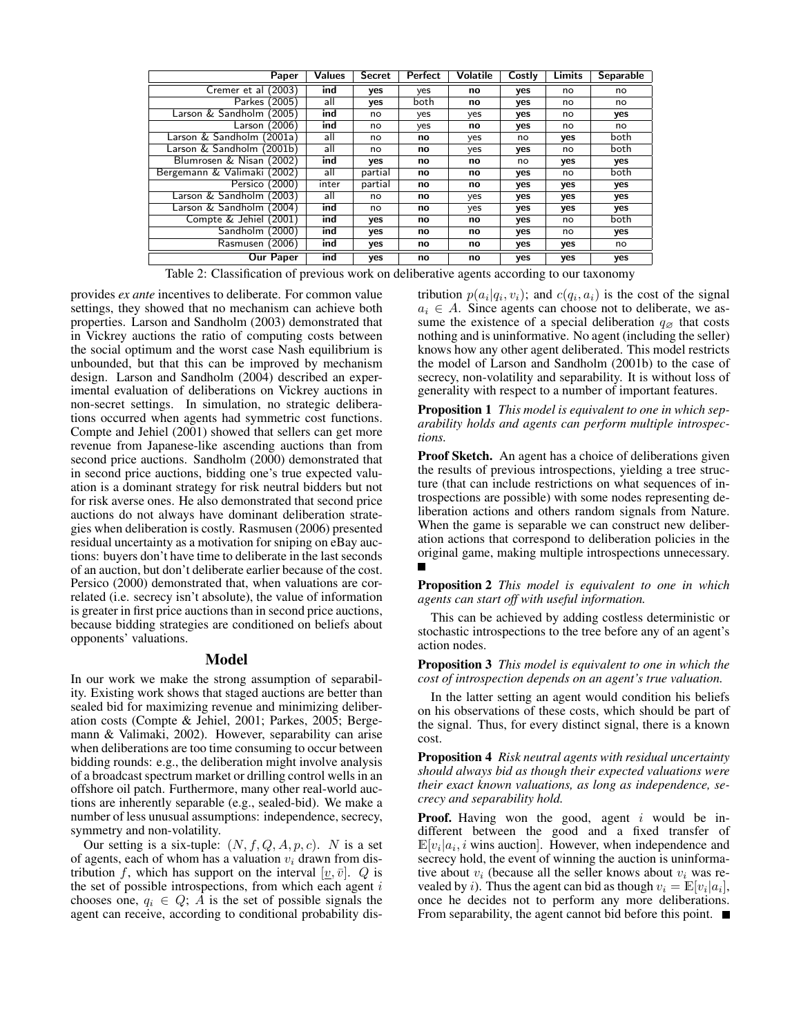| Paper | Values | Secret | Perfect | Volatile | Costly | Limits | Separable |
|---|---|---|---|---|---|---|---|
| Cremer et al (2003) | **ind** | **yes** | yes | **no** | **yes** | no | no |
| Parkes (2005) | all | **yes** | both | **no** | **yes** | no | no |
| Larson & Sandholm (2005) | **ind** | no | yes | yes | **yes** | no | **yes** |
| Larson (2006) | **ind** | no | yes | **no** | **yes** | no | no |
| Larson & Sandholm (2001a) | all | no | **no** | yes | no | **yes** | both |
| Larson & Sandholm (2001b) | all | no | **no** | yes | **yes** | no | both |
| Blumrosen & Nisan (2002) | **ind** | **yes** | **no** | **no** | no | **yes** | **yes** |
| Bergemann & Valimaki (2002) | all | partial | **no** | **no** | **yes** | no | both |
| Persico (2000) | inter | partial | **no** | **no** | **yes** | **yes** | **yes** |
| Larson & Sandholm (2003) | all | no | **no** | yes | **yes** | **yes** | **yes** |
| Larson & Sandholm (2004) | **ind** | no | **no** | yes | **yes** | **yes** | **yes** |
| Compte & Jehiel (2001) | **ind** | **yes** | **no** | **no** | **yes** | no | both |
| Sandholm (2000) | **ind** | **yes** | **no** | **no** | **yes** | no | **yes** |
| Rasmusen (2006) | **ind** | **yes** | **no** | **no** | **yes** | **yes** | no |
| **Our Paper** | **ind** | **yes** | **no** | **no** | **yes** | **yes** | **yes** |

Table 2: Classification of previous work on deliberative agents according to our taxonomy

provides *ex ante* incentives to deliberate. For common value settings, they showed that no mechanism can achieve both properties. Larson and Sandholm (2003) demonstrated that in Vickrey auctions the ratio of computing costs between the social optimum and the worst case Nash equilibrium is unbounded, but that this can be improved by mechanism design. Larson and Sandholm (2004) described an experimental evaluation of deliberations on Vickrey auctions in non-secret settings. In simulation, no strategic deliberations occurred when agents had symmetric cost functions. Compte and Jehiel (2001) showed that sellers can get more revenue from Japanese-like ascending auctions than from second price auctions. Sandholm (2000) demonstrated that in second price auctions, bidding one's true expected valuation is a dominant strategy for risk neutral bidders but not for risk averse ones. He also demonstrated that second price auctions do not always have dominant deliberation strategies when deliberation is costly. Rasmusen (2006) presented residual uncertainty as a motivation for sniping on eBay auctions: buyers don't have time to deliberate in the last seconds of an auction, but don't deliberate earlier because of the cost. Persico (2000) demonstrated that, when valuations are correlated (i.e. secrecy isn't absolute), the value of information is greater in first price auctions than in second price auctions, because bidding strategies are conditioned on beliefs about opponents' valuations.

## Model

In our work we make the strong assumption of separability. Existing work shows that staged auctions are better than sealed bid for maximizing revenue and minimizing deliberation costs (Compte & Jehiel, 2001; Parkes, 2005; Bergemann & Valimaki, 2002). However, separability can arise when deliberations are too time consuming to occur between bidding rounds: e.g., the deliberation might involve analysis of a broadcast spectrum market or drilling control wells in an offshore oil patch. Furthermore, many other real-world auctions are inherently separable (e.g., sealed-bid). We make a number of less unusual assumptions: independence, secrecy, symmetry and non-volatility.

Our setting is a six-tuple: $(N, f, Q, A, p, c)$. $N$ is a set of agents, each of whom has a valuation $v_i$ drawn from distribution $f$, which has support on the interval $[\underline{v}, \bar{v}]$. $Q$ is the set of possible introspections, from which each agent $i$ chooses one, $q_i \in Q$; $A$ is the set of possible signals the agent can receive, according to conditional probability distribution $p(a_i|q_i, v_i)$; and $c(q_i, a_i)$ is the cost of the signal $a_i \in A$. Since agents can choose not to deliberate, we assume the existence of a special deliberation $q_\varnothing$ that costs nothing and is uninformative. No agent (including the seller) knows how any other agent deliberated. This model restricts the model of Larson and Sandholm (2001b) to the case of secrecy, non-volatility and separability. It is without loss of generality with respect to a number of important features.

**Proposition 1** *This model is equivalent to one in which separability holds and agents can perform multiple introspections.*

**Proof Sketch.** An agent has a choice of deliberations given the results of previous introspections, yielding a tree structure (that can include restrictions on what sequences of introspections are possible) with some nodes representing deliberation actions and others random signals from Nature. When the game is separable we can construct new deliberation actions that correspond to deliberation policies in the original game, making multiple introspections unnecessary. ■

**Proposition 2** *This model is equivalent to one in which agents can start off with useful information.*

This can be achieved by adding costless deterministic or stochastic introspections to the tree before any of an agent's action nodes.

**Proposition 3** *This model is equivalent to one in which the cost of introspection depends on an agent's true valuation.*

In the latter setting an agent would condition his beliefs on his observations of these costs, which should be part of the signal. Thus, for every distinct signal, there is a known cost.

**Proposition 4** *Risk neutral agents with residual uncertainty should always bid as though their expected valuations were their exact known valuations, as long as independence, secrecy and separability hold.*

**Proof.** Having won the good, agent $i$ would be indifferent between the good and a fixed transfer of $\mathbb{E}[v_i|a_i, i \text{ wins auction}]$. However, when independence and secrecy hold, the event of winning the auction is uninformative about $v_i$ (because all the seller knows about $v_i$ was revealed by $i$). Thus the agent can bid as though $v_i = \mathbb{E}[v_i|a_i]$, once he decides not to perform any more deliberations. From separability, the agent cannot bid before this point. ■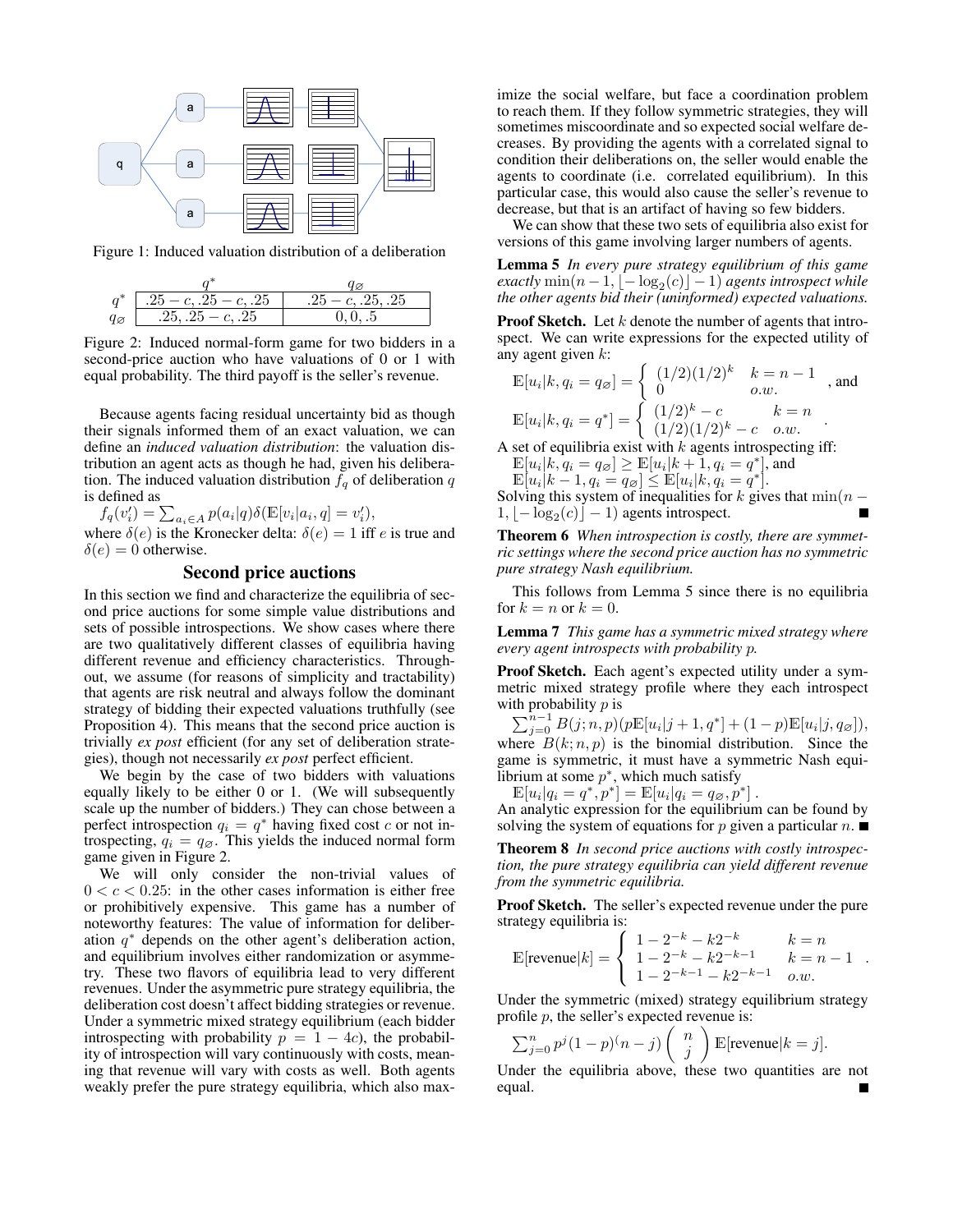Figure 1: Induced valuation distribution of a deliberation

| | $q^*$ | $q_\varnothing$ |
|---|---|---|
| $q^*$ | $.25 - c, .25 - c, .25$ | $.25 - c, .25, .25$ |
| $q_\varnothing$ | $.25, .25 - c, .25$ | $0, 0, .5$ |

Figure 2: Induced normal-form game for two bidders in a second-price auction who have valuations of 0 or 1 with equal probability. The third payoff is the seller's revenue.

Because agents facing residual uncertainty bid as though their signals informed them of an exact valuation, we can define an *induced valuation distribution*: the valuation distribution an agent acts as though he had, given his deliberation. The induced valuation distribution $f_q$ of deliberation $q$ is defined as

$f_q(v_i') = \sum_{a_i \in A} p(a_i|q)\delta(\mathbb{E}[v_i|a_i, q] = v_i')$,

where $\delta(e)$ is the Kronecker delta: $\delta(e) = 1$ iff $e$ is true and $\delta(e) = 0$ otherwise.

## Second price auctions

In this section we find and characterize the equilibria of second price auctions for some simple value distributions and sets of possible introspections. We show cases where there are two qualitatively different classes of equilibria having different revenue and efficiency characteristics. Throughout, we assume (for reasons of simplicity and tractability) that agents are risk neutral and always follow the dominant strategy of bidding their expected valuations truthfully (see Proposition 4). This means that the second price auction is trivially *ex post* efficient (for any set of deliberation strategies), though not necessarily *ex post* perfect efficient.

We begin by the case of two bidders with valuations equally likely to be either 0 or 1. (We will subsequently scale up the number of bidders.) They can chose between a perfect introspection $q_i = q^*$ having fixed cost $c$ or not introspecting, $q_i = q_\varnothing$. This yields the induced normal form game given in Figure 2.

We will only consider the non-trivial values of $0 < c < 0.25$: in the other cases information is either free or prohibitively expensive. This game has a number of noteworthy features: The value of information for deliberation $q^*$ depends on the other agent's deliberation action, and equilibrium involves either randomization or asymmetry. These two flavors of equilibria lead to very different revenues. Under the asymmetric pure strategy equilibria, the deliberation cost doesn't affect bidding strategies or revenue. Under a symmetric mixed strategy equilibrium (each bidder introspecting with probability $p = 1 - 4c$), the probability of introspection will vary continuously with costs, meaning that revenue will vary with costs as well. Both agents weakly prefer the pure strategy equilibria, which also maximize the social welfare, but face a coordination problem to reach them. If they follow symmetric strategies, they will sometimes miscoordinate and so expected social welfare decreases. By providing the agents with a correlated signal to condition their deliberations on, the seller would enable the agents to coordinate (i.e. correlated equilibrium). In this particular case, this would also cause the seller's revenue to decrease, but that is an artifact of having so few bidders.

We can show that these two sets of equilibria also exist for versions of this game involving larger numbers of agents.

**Lemma 5** *In every pure strategy equilibrium of this game exactly* $\min(n-1, \lfloor -\log_2(c) \rfloor - 1)$ *agents introspect while the other agents bid their (uninformed) expected valuations.*

**Proof Sketch.** Let $k$ denote the number of agents that introspect. We can write expressions for the expected utility of any agent given $k$:

$$\mathbb{E}[u_i|k, q_i = q_\varnothing] = \begin{cases} (1/2)(1/2)^k & k = n-1 \\ 0 & o.w. \end{cases} \text{, and}$$

$$\mathbb{E}[u_i|k, q_i = q^*] = \begin{cases} (1/2)^k - c & k = n \\ (1/2)(1/2)^k - c & o.w. \end{cases} .$$

A set of equilibria exist with $k$ agents introspecting iff:

$\mathbb{E}[u_i|k, q_i = q_\varnothing] \geq \mathbb{E}[u_i|k+1, q_i = q^*]$, and

$\mathbb{E}[u_i|k-1, q_i = q_\varnothing] \leq \mathbb{E}[u_i|k, q_i = q^*]$.

Solving this system of inequalities for $k$ gives that $\min(n - 1, \lfloor -\log_2(c) \rfloor - 1)$ agents introspect. ■

**Theorem 6** *When introspection is costly, there are symmetric settings where the second price auction has no symmetric pure strategy Nash equilibrium.*

This follows from Lemma 5 since there is no equilibria for $k = n$ or $k = 0$.

**Lemma 7** *This game has a symmetric mixed strategy where every agent introspects with probability* $p$.

**Proof Sketch.** Each agent's expected utility under a symmetric mixed strategy profile where they each introspect with probability $p$ is

$\sum_{j=0}^{n-1} B(j; n, p)(p\mathbb{E}[u_i|j+1, q^*] + (1-p)\mathbb{E}[u_i|j, q_\varnothing])$,

where $B(k; n, p)$ is the binomial distribution. Since the game is symmetric, it must have a symmetric Nash equilibrium at some $p^*$, which much satisfy

$\mathbb{E}[u_i|q_i = q^*, p^*] = \mathbb{E}[u_i|q_i = q_\varnothing, p^*]$ .

An analytic expression for the equilibrium can be found by solving the system of equations for $p$ given a particular $n$. ■

**Theorem 8** *In second price auctions with costly introspection, the pure strategy equilibria can yield different revenue from the symmetric equilibria.*

**Proof Sketch.** The seller's expected revenue under the pure strategy equilibria is:

$$\mathbb{E}[\text{revenue}|k] = \begin{cases} 1 - 2^{-k} - k2^{-k} & k = n \\ 1 - 2^{-k} - k2^{-k-1} & k = n-1 \\ 1 - 2^{-k-1} - k2^{-k-1} & o.w. \end{cases} .$$

Under the symmetric (mixed) strategy equilibrium strategy profile $p$, the seller's expected revenue is:

$$\sum_{j=0}^{n} p^j (1-p)^(n-j) \begin{pmatrix} n \\ j \end{pmatrix} \mathbb{E}[\text{revenue}|k = j].$$

Under the equilibria above, these two quantities are not equal. ■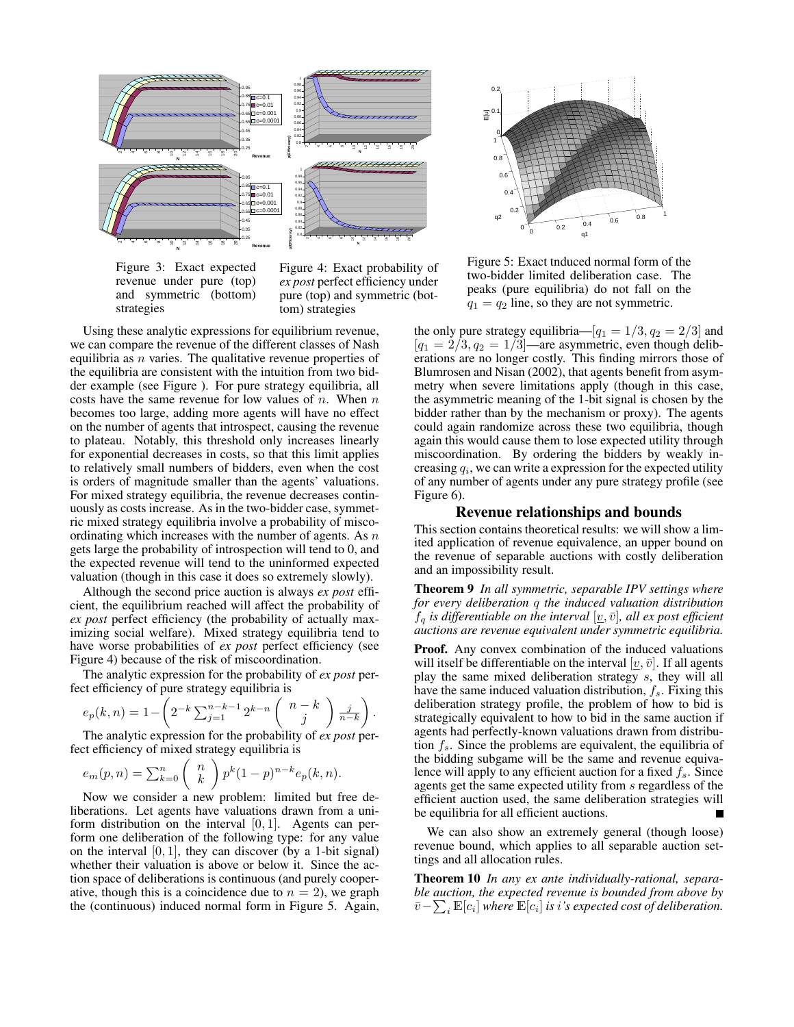Figure 3: Exact expected revenue under pure (top) and symmetric (bottom) strategies

Figure 4: Exact probability of *ex post* perfect efficiency under pure (top) and symmetric (bottom) strategies

Figure 5: Exact tnduced normal form of the two-bidder limited deliberation case. The peaks (pure equilibria) do not fall on the $q_1 = q_2$ line, so they are not symmetric.

Using these analytic expressions for equilibrium revenue, we can compare the revenue of the different classes of Nash equilibria as $n$ varies. The qualitative revenue properties of the equilibria are consistent with the intuition from two bidder example (see Figure ). For pure strategy equilibria, all costs have the same revenue for low values of $n$. When $n$ becomes too large, adding more agents will have no effect on the number of agents that introspect, causing the revenue to plateau. Notably, this threshold only increases linearly for exponential decreases in costs, so that this limit applies to relatively small numbers of bidders, even when the cost is orders of magnitude smaller than the agents' valuations. For mixed strategy equilibria, the revenue decreases continuously as costs increase. As in the two-bidder case, symmetric mixed strategy equilibria involve a probability of miscoordinating which increases with the number of agents. As $n$ gets large the probability of introspection will tend to 0, and the expected revenue will tend to the uninformed expected valuation (though in this case it does so extremely slowly).

Although the second price auction is always *ex post* efficient, the equilibrium reached will affect the probability of *ex post* perfect efficiency (the probability of actually maximizing social welfare). Mixed strategy equilibria tend to have worse probabilities of *ex post* perfect efficiency (see Figure 4) because of the risk of miscoordination.

The analytic expression for the probability of *ex post* perfect efficiency of pure strategy equilibria is

$$e_p(k,n) = 1 - \left( 2^{-k} \sum_{j=1}^{n-k-1} 2^{k-n} \binom{n-k}{j} \frac{j}{n-k} \right).$$

The analytic expression for the probability of *ex post* perfect efficiency of mixed strategy equilibria is

$$e_m(p,n) = \sum_{k=0}^{n} \binom{n}{k} p^k (1-p)^{n-k} e_p(k,n).$$

Now we consider a new problem: limited but free deliberations. Let agents have valuations drawn from a uniform distribution on the interval $[0,1]$. Agents can perform one deliberation of the following type: for any value on the interval $[0,1]$, they can discover (by a 1-bit signal) whether their valuation is above or below it. Since the action space of deliberations is continuous (and purely cooperative, though this is a coincidence due to $n = 2$), we graph the (continuous) induced normal form in Figure 5. Again, the only pure strategy equilibria—$[q_1 = 1/3, q_2 = 2/3]$ and $[q_1 = 2/3, q_2 = 1/3]$—are asymmetric, even though deliberations are no longer costly. This finding mirrors those of Blumrosen and Nisan (2002), that agents benefit from asymmetry when severe limitations apply (though in this case, the asymmetric meaning of the 1-bit signal is chosen by the bidder rather than by the mechanism or proxy). The agents could again randomize across these two equilibria, though again this would cause them to lose expected utility through miscoordination. By ordering the bidders by weakly increasing $q_i$, we can write a expression for the expected utility of any number of agents under any pure strategy profile (see Figure 6).

## Revenue relationships and bounds

This section contains theoretical results: we will show a limited application of revenue equivalence, an upper bound on the revenue of separable auctions with costly deliberation and an impossibility result.

**Theorem 9** *In all symmetric, separable IPV settings where for every deliberation $q$ the induced valuation distribution $f_q$ is differentiable on the interval $[\underline{v}, \bar{v}]$, all ex post efficient auctions are revenue equivalent under symmetric equilibria.*

**Proof.** Any convex combination of the induced valuations will itself be differentiable on the interval $[\underline{v}, \bar{v}]$. If all agents play the same mixed deliberation strategy $s$, they will all have the same induced valuation distribution, $f_s$. Fixing this deliberation strategy profile, the problem of how to bid is strategically equivalent to how to bid in the same auction if agents had perfectly-known valuations drawn from distribution $f_s$. Since the problems are equivalent, the equilibria of the bidding subgame will be the same and revenue equivalence will apply to any efficient auction for a fixed $f_s$. Since agents get the same expected utility from $s$ regardless of the efficient auction used, the same deliberation strategies will be equilibria for all efficient auctions. ■

We can also show an extremely general (though loose) revenue bound, which applies to all separable auction settings and all allocation rules.

**Theorem 10** *In any ex ante individually-rational, separable auction, the expected revenue is bounded from above by $\bar{v} - \sum_i \mathbb{E}[c_i]$ where $\mathbb{E}[c_i]$ is $i$'s expected cost of deliberation.*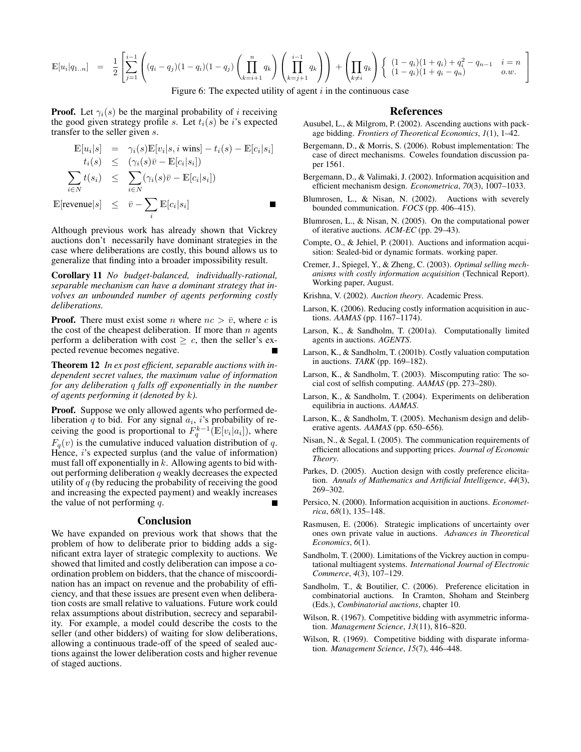$$\mathbb{E}[u_i|q_{1..n}] = \frac{1}{2}\left[\sum_{j=1}^{i-1}\left((q_i - q_j)(1-q_i)(1-q_j)\left(\prod_{k=i+1}^{n} q_k\right)\left(\prod_{k=j+1}^{i-1} q_k\right)\right) + \left(\prod_{k\neq i} q_k\right)\begin{cases} (1-q_i)(1+q_i)+q_i^2 - q_{n-1} & i = n \\ (1-q_i)(1+q_i-q_n) & o.w.\end{cases}\right]$$

Figure 6: The expected utility of agent $i$ in the continuous case

**Proof.** Let $\gamma_i(s)$ be the marginal probability of $i$ receiving the good given strategy profile $s$. Let $t_i(s)$ be $i$'s expected transfer to the seller given $s$.

$$\begin{aligned}
\mathbb{E}[u_i|s] &= \gamma_i(s)\mathbb{E}[v_i|s, i \text{ wins}] - t_i(s) - \mathbb{E}[c_i|s_i] \\
t_i(s) &\leq (\gamma_i(s)\bar{v} - \mathbb{E}[c_i|s_i]) \\
\sum_{i\in N} t(s_i) &\leq \sum_{i \in N}(\gamma_i(s)\bar{v} - \mathbb{E}[c_i|s_i]) \\
\mathbb{E}[\text{revenue}|s] &\leq \bar{v} - \sum_i \mathbb{E}[c_i|s_i]
\end{aligned}$$

■

Although previous work has already shown that Vickrey auctions don't necessarily have dominant strategies in the case where deliberations are costly, this bound allows us to generalize that finding into a broader impossibility result.

**Corollary 11** *No budget-balanced, individually-rational, separable mechanism can have a dominant strategy that involves an unbounded number of agents performing costly deliberations.*

**Proof.** There must exist some $n$ where $nc > \bar{v}$, where $c$ is the cost of the cheapest deliberation. If more than $n$ agents perform a deliberation with cost $\geq c$, then the seller's expected revenue becomes negative. ■

**Theorem 12** *In ex post efficient, separable auctions with independent secret values, the maximum value of information for any deliberation $q$ falls off exponentially in the number of agents performing it (denoted by $k$).*

**Proof.** Suppose we only allowed agents who performed deliberation $q$ to bid. For any signal $a_i$, $i$'s probability of receiving the good is proportional to $F_q^{k-1}(\mathbb{E}[v_i|a_i])$, where $F_q(v)$ is the cumulative induced valuation distribution of $q$. Hence, $i$'s expected surplus (and the value of information) must fall off exponentially in $k$. Allowing agents to bid without performing deliberation $q$ weakly decreases the expected utility of $q$ (by reducing the probability of receiving the good and increasing the expected payment) and weakly increases the value of not performing $q$. ■

## Conclusion

We have expanded on previous work that shows that the problem of how to deliberate prior to bidding adds a significant extra layer of strategic complexity to auctions. We showed that limited and costly deliberation can impose a coordination problem on bidders, that the chance of miscoordination has an impact on revenue and the probability of efficiency, and that these issues are present even when deliberation costs are small relative to valuations. Future work could relax assumptions about distribution, secrecy and separability. For example, a model could describe the costs to the seller (and other bidders) of waiting for slow deliberations, allowing a continuous trade-off of the speed of sealed auctions against the lower deliberation costs and higher revenue of staged auctions.

## References

Ausubel, L., & Milgrom, P. (2002). Ascending auctions with package bidding. *Frontiers of Theoretical Economics*, *1*(1), 1–42.

Bergemann, D., & Morris, S. (2006). Robust implementation: The case of direct mechanisms. Coweles foundation discussion paper 1561.

Bergemann, D., & Valimaki, J. (2002). Information acquisition and efficient mechanism design. *Econometrica*, *70*(3), 1007–1033.

Blumrosen, L., & Nisan, N. (2002). Auctions with severely bounded communication. *FOCS* (pp. 406–415).

Blumrosen, L., & Nisan, N. (2005). On the computational power of iterative auctions. *ACM-EC* (pp. 29–43).

Compte, O., & Jehiel, P. (2001). Auctions and information acquisition: Sealed-bid or dynamic formats. working paper.

Cremer, J., Spiegel, Y., & Zheng, C. (2003). *Optimal selling mechanisms with costly information acquisition* (Technical Report). Working paper, August.

Krishna, V. (2002). *Auction theory*. Academic Press.

Larson, K. (2006). Reducing costly information acquisition in auctions. *AAMAS* (pp. 1167–1174).

Larson, K., & Sandholm, T. (2001a). Computationally limited agents in auctions. *AGENTS*.

Larson, K., & Sandholm, T. (2001b). Costly valuation computation in auctions. *TARK* (pp. 169–182).

Larson, K., & Sandholm, T. (2003). Miscomputing ratio: The social cost of selfish computing. *AAMAS* (pp. 273–280).

Larson, K., & Sandholm, T. (2004). Experiments on deliberation equilibria in auctions. *AAMAS*.

Larson, K., & Sandholm, T. (2005). Mechanism design and deliberative agents. *AAMAS* (pp. 650–656).

Nisan, N., & Segal, I. (2005). The communication requirements of efficient allocations and supporting prices. *Journal of Economic Theory*.

Parkes, D. (2005). Auction design with costly preference elicitation. *Annals of Mathematics and Artificial Intelligence*, *44*(3), 269–302.

Persico, N. (2000). Information acquisition in auctions. *Econometrica*, *68*(1), 135–148.

Rasmusen, E. (2006). Strategic implications of uncertainty over ones own private value in auctions. *Advances in Theoretical Economics*, *6*(1).

Sandholm, T. (2000). Limitations of the Vickrey auction in computational multiagent systems. *International Journal of Electronic Commerce*, *4*(3), 107–129.

Sandholm, T., & Boutilier, C. (2006). Preference elicitation in combinatorial auctions. In Cramton, Shoham and Steinberg (Eds.), *Combinatorial auctions*, chapter 10.

Wilson, R. (1967). Competitive bidding with asymmetric information. *Management Science*, *13*(11), 816–820.

Wilson, R. (1969). Competitive bidding with disparate information. *Management Science*, *15*(7), 446–448.